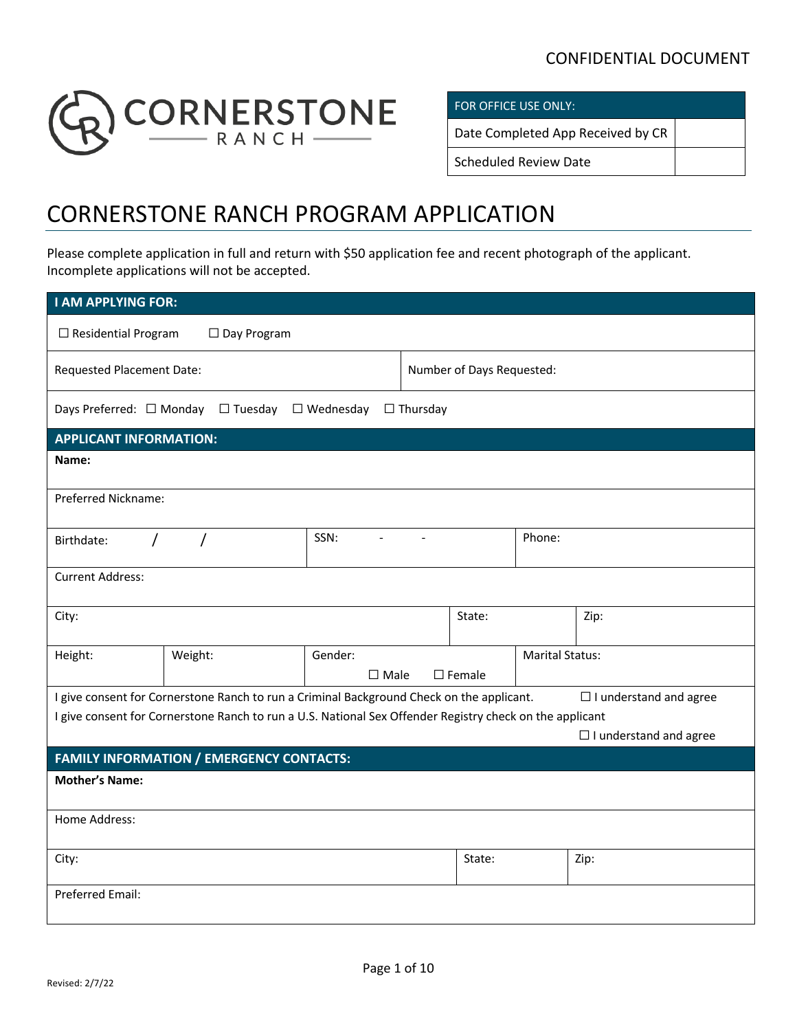CONFIDENTIAL DOCUMENT

CORNERSTONE RANCH

| FOR OFFICE USE ONLY: | |
|---|---|
| Date Completed App Received by CR | |
| Scheduled Review Date | |

# CORNERSTONE RANCH PROGRAM APPLICATION

Please complete application in full and return with $50 application fee and recent photograph of the applicant. Incomplete applications will not be accepted.

## I AM APPLYING FOR:

☐ Residential Program ☐ Day Program

| Requested Placement Date: | Number of Days Requested: |
|---|---|

Days Preferred: ☐ Monday ☐ Tuesday ☐ Wednesday ☐ Thursday

## APPLICANT INFORMATION:

**Name:**

Preferred Nickname:

| Birthdate: / / | SSN: - - | Phone: |
|---|---|---|

Current Address:

| City: | State: | Zip: |
|---|---|---|

| Height: | Weight: | Gender: ☐ Male ☐ Female | Marital Status: |
|---|---|---|---|

I give consent for Cornerstone Ranch to run a Criminal Background Check on the applicant. ☐ I understand and agree

I give consent for Cornerstone Ranch to run a U.S. National Sex Offender Registry check on the applicant ☐ I understand and agree

## FAMILY INFORMATION / EMERGENCY CONTACTS:

**Mother's Name:**

Home Address:

| City: | State: | Zip: |
|---|---|---|

Preferred Email:

Revised: 2/7/22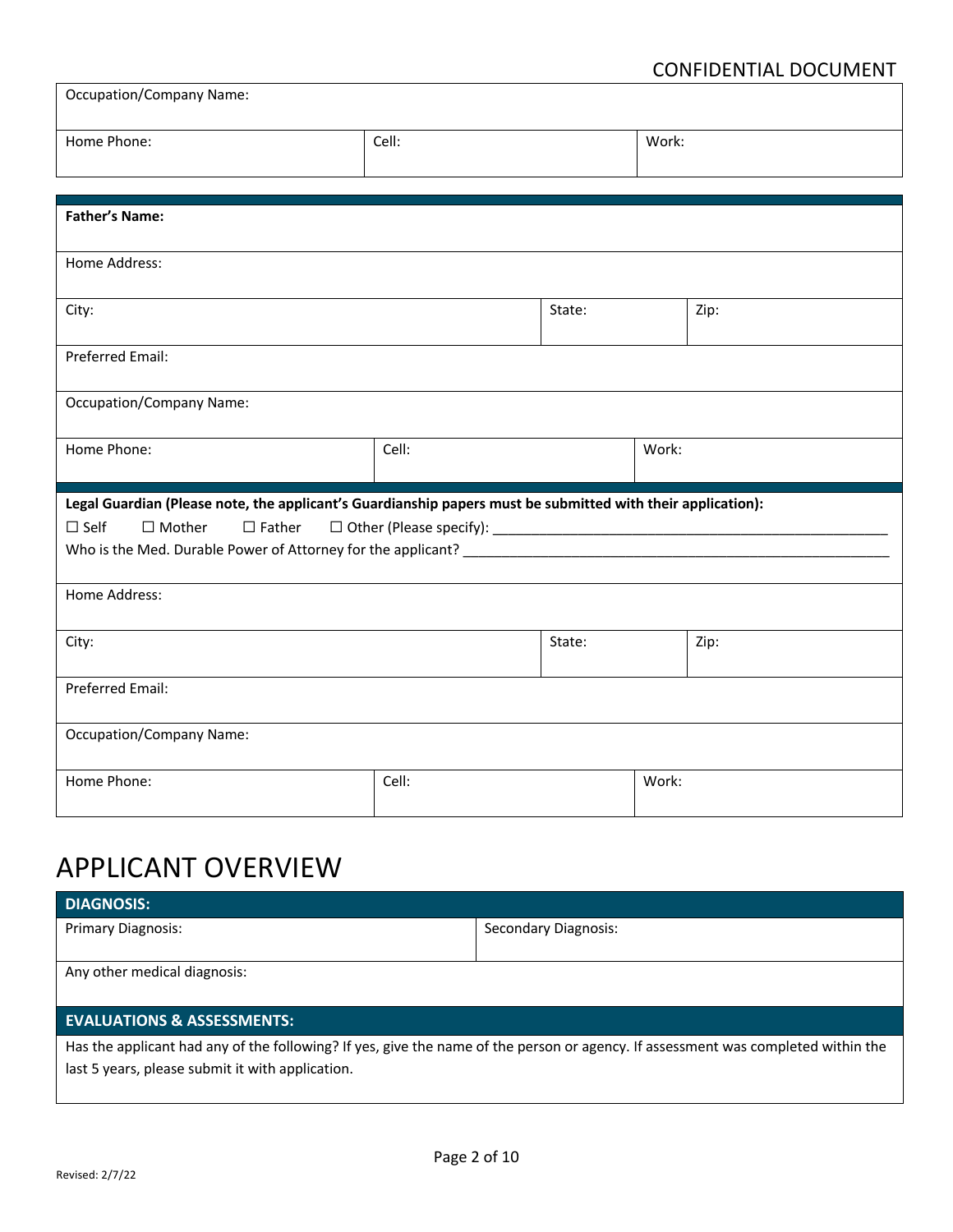| | | |
|---|---|---|
| Occupation/Company Name: | | |
| Home Phone: | Cell: | Work: |

| | | |
|---|---|---|
| **Father's Name:** | | |
| Home Address: | | |
| City: | State: | Zip: |
| Preferred Email: | | |
| Occupation/Company Name: | | |
| Home Phone: | Cell: | Work: |

**Legal Guardian (Please note, the applicant's Guardianship papers must be submitted with their application):**

☐ Self ☐ Mother ☐ Father ☐ Other (Please specify): ____________________________________________________

Who is the Med. Durable Power of Attorney for the applicant? ________________________________________________

| | | |
|---|---|---|
| Home Address: | | |
| City: | State: | Zip: |
| Preferred Email: | | |
| Occupation/Company Name: | | |
| Home Phone: | Cell: | Work: |

# APPLICANT OVERVIEW

| **DIAGNOSIS:** | |
|---|---|
| Primary Diagnosis: | Secondary Diagnosis: |
| Any other medical diagnosis: | |

**EVALUATIONS & ASSESSMENTS:**

Has the applicant had any of the following? If yes, give the name of the person or agency. If assessment was completed within the last 5 years, please submit it with application.

Revised: 2/7/22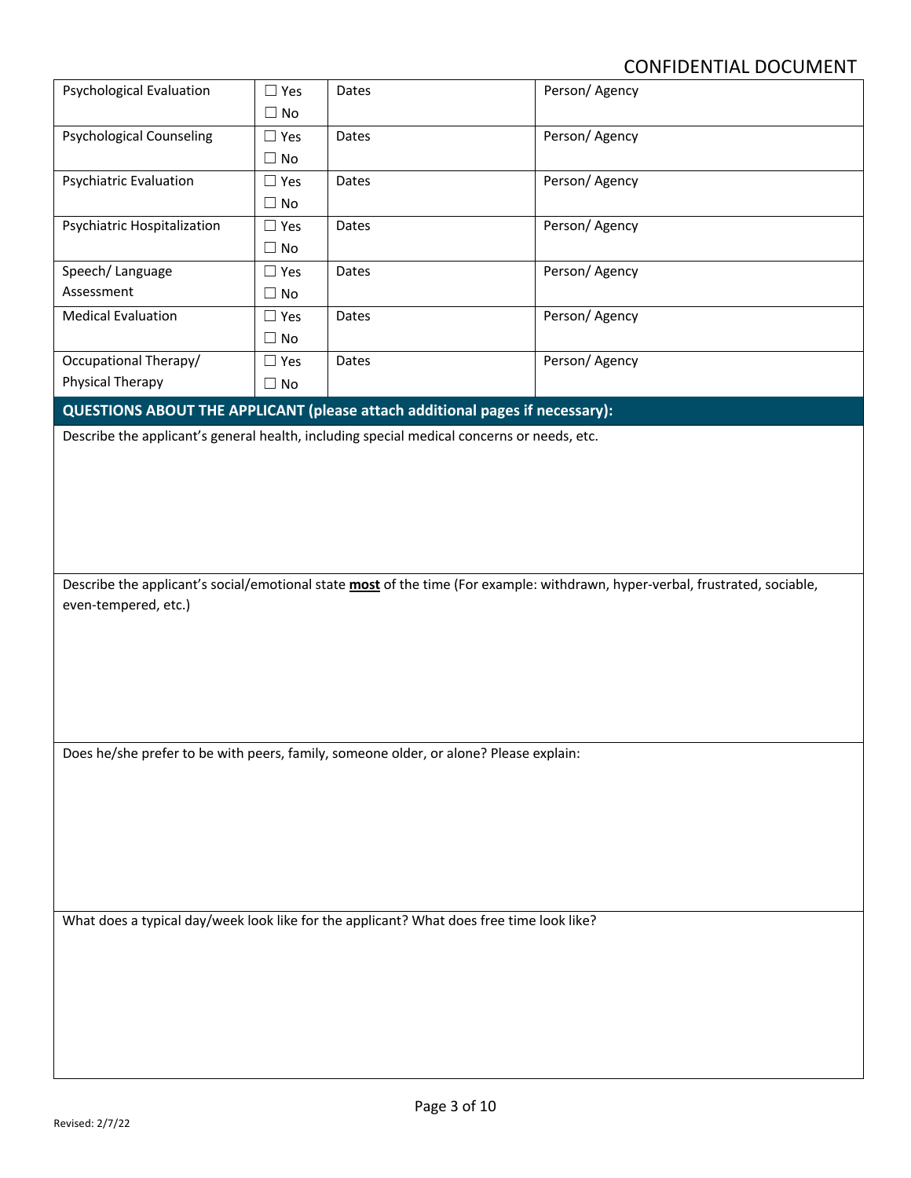| | | | |
|---|---|---|---|
| Psychological Evaluation | ☐ Yes ☐ No | Dates | Person/ Agency |
| Psychological Counseling | ☐ Yes ☐ No | Dates | Person/ Agency |
| Psychiatric Evaluation | ☐ Yes ☐ No | Dates | Person/ Agency |
| Psychiatric Hospitalization | ☐ Yes ☐ No | Dates | Person/ Agency |
| Speech/ Language Assessment | ☐ Yes ☐ No | Dates | Person/ Agency |
| Medical Evaluation | ☐ Yes ☐ No | Dates | Person/ Agency |
| Occupational Therapy/ Physical Therapy | ☐ Yes ☐ No | Dates | Person/ Agency |

## QUESTIONS ABOUT THE APPLICANT (please attach additional pages if necessary):

Describe the applicant's general health, including special medical concerns or needs, etc.

Describe the applicant's social/emotional state **most** of the time (For example: withdrawn, hyper-verbal, frustrated, sociable, even-tempered, etc.)

Does he/she prefer to be with peers, family, someone older, or alone? Please explain:

What does a typical day/week look like for the applicant? What does free time look like?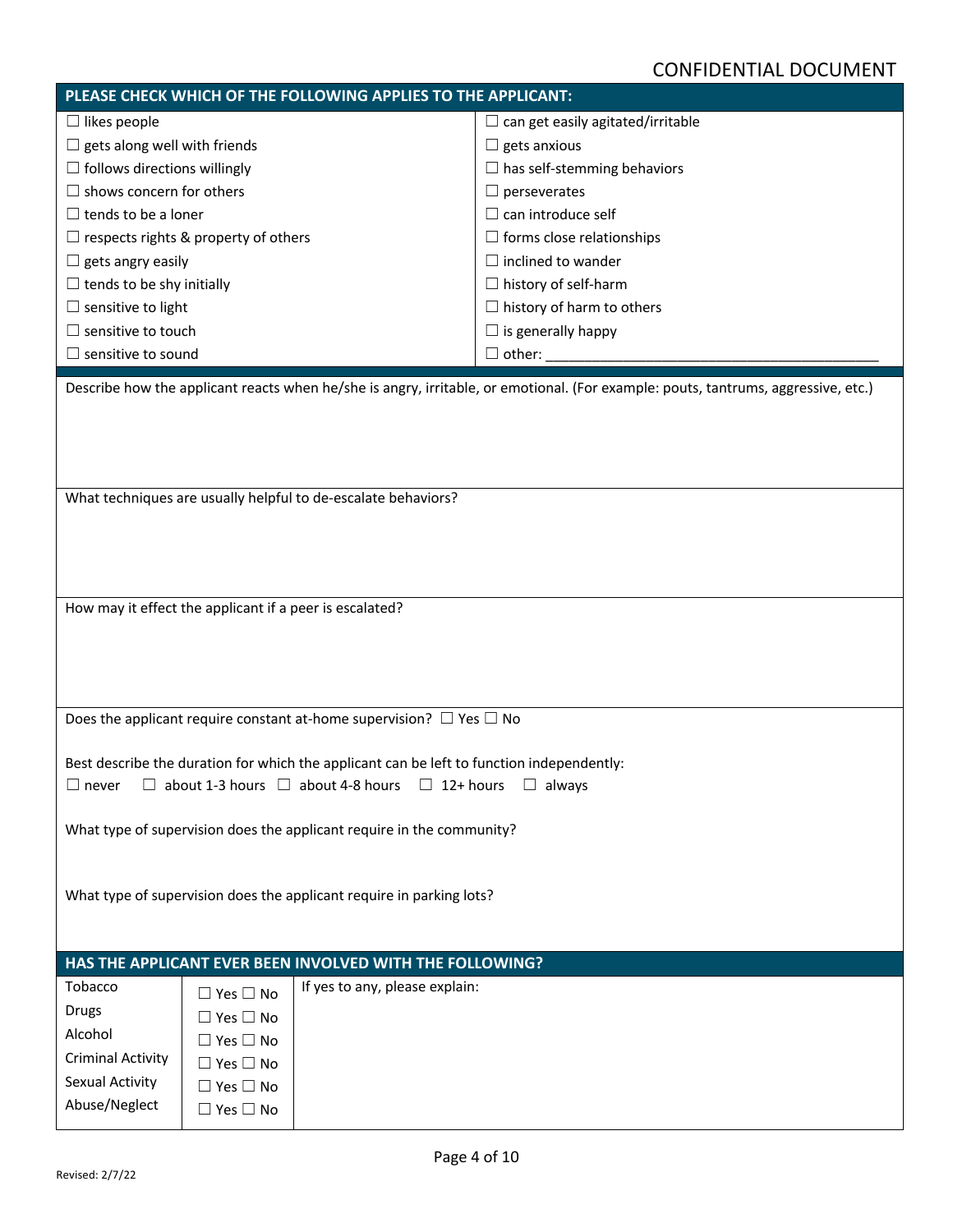CONFIDENTIAL DOCUMENT

## PLEASE CHECK WHICH OF THE FOLLOWING APPLIES TO THE APPLICANT:

| | |
|---|---|
| ☐ likes people | ☐ can get easily agitated/irritable |
| ☐ gets along well with friends | ☐ gets anxious |
| ☐ follows directions willingly | ☐ has self-stemming behaviors |
| ☐ shows concern for others | ☐ perseverates |
| ☐ tends to be a loner | ☐ can introduce self |
| ☐ respects rights & property of others | ☐ forms close relationships |
| ☐ gets angry easily | ☐ inclined to wander |
| ☐ tends to be shy initially | ☐ history of self-harm |
| ☐ sensitive to light | ☐ history of harm to others |
| ☐ sensitive to touch | ☐ is generally happy |
| ☐ sensitive to sound | ☐ other: ___________________________________________ |

Describe how the applicant reacts when he/she is angry, irritable, or emotional. (For example: pouts, tantrums, aggressive, etc.)

What techniques are usually helpful to de-escalate behaviors?

How may it effect the applicant if a peer is escalated?

Does the applicant require constant at-home supervision? ☐ Yes ☐ No

Best describe the duration for which the applicant can be left to function independently:

☐ never ☐ about 1-3 hours ☐ about 4-8 hours ☐ 12+ hours ☐ always

What type of supervision does the applicant require in the community?

What type of supervision does the applicant require in parking lots?

## HAS THE APPLICANT EVER BEEN INVOLVED WITH THE FOLLOWING?

| | | |
|---|---|---|
| Tobacco | ☐ Yes ☐ No | If yes to any, please explain: |
| Drugs | ☐ Yes ☐ No | |
| Alcohol | ☐ Yes ☐ No | |
| Criminal Activity | ☐ Yes ☐ No | |
| Sexual Activity | ☐ Yes ☐ No | |
| Abuse/Neglect | ☐ Yes ☐ No | |

Revised: 2/7/22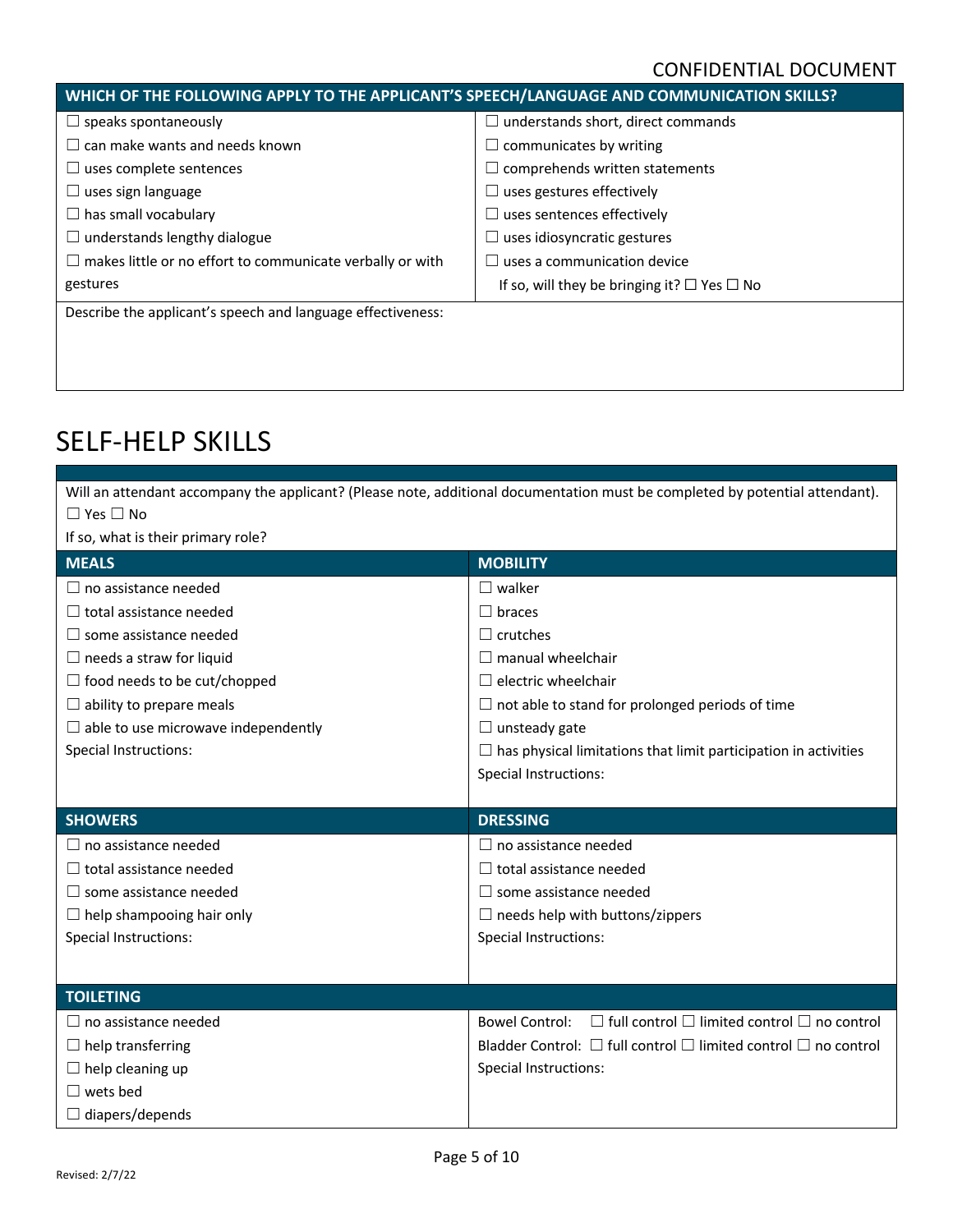CONFIDENTIAL DOCUMENT

| WHICH OF THE FOLLOWING APPLY TO THE APPLICANT'S SPEECH/LANGUAGE AND COMMUNICATION SKILLS? | |
|---|---|
| ☐ speaks spontaneously | ☐ understands short, direct commands |
| ☐ can make wants and needs known | ☐ communicates by writing |
| ☐ uses complete sentences | ☐ comprehends written statements |
| ☐ uses sign language | ☐ uses gestures effectively |
| ☐ has small vocabulary | ☐ uses sentences effectively |
| ☐ understands lengthy dialogue | ☐ uses idiosyncratic gestures |
| ☐ makes little or no effort to communicate verbally or with gestures | ☐ uses a communication device<br>If so, will they be bringing it? ☐ Yes ☐ No |
| Describe the applicant's speech and language effectiveness: | |

# SELF-HELP SKILLS

Will an attendant accompany the applicant? (Please note, additional documentation must be completed by potential attendant).
☐ Yes ☐ No
If so, what is their primary role?

| MEALS | MOBILITY |
|---|---|
| ☐ no assistance needed | ☐ walker |
| ☐ total assistance needed | ☐ braces |
| ☐ some assistance needed | ☐ crutches |
| ☐ needs a straw for liquid | ☐ manual wheelchair |
| ☐ food needs to be cut/chopped | ☐ electric wheelchair |
| ☐ ability to prepare meals | ☐ not able to stand for prolonged periods of time |
| ☐ able to use microwave independently | ☐ unsteady gate |
| Special Instructions: | ☐ has physical limitations that limit participation in activities |
| | Special Instructions: |

| SHOWERS | DRESSING |
|---|---|
| ☐ no assistance needed | ☐ no assistance needed |
| ☐ total assistance needed | ☐ total assistance needed |
| ☐ some assistance needed | ☐ some assistance needed |
| ☐ help shampooing hair only | ☐ needs help with buttons/zippers |
| Special Instructions: | Special Instructions: |

| TOILETING | |
|---|---|
| ☐ no assistance needed | Bowel Control: ☐ full control ☐ limited control ☐ no control |
| ☐ help transferring | Bladder Control: ☐ full control ☐ limited control ☐ no control |
| ☐ help cleaning up | Special Instructions: |
| ☐ wets bed | |
| ☐ diapers/depends | |

Revised: 2/7/22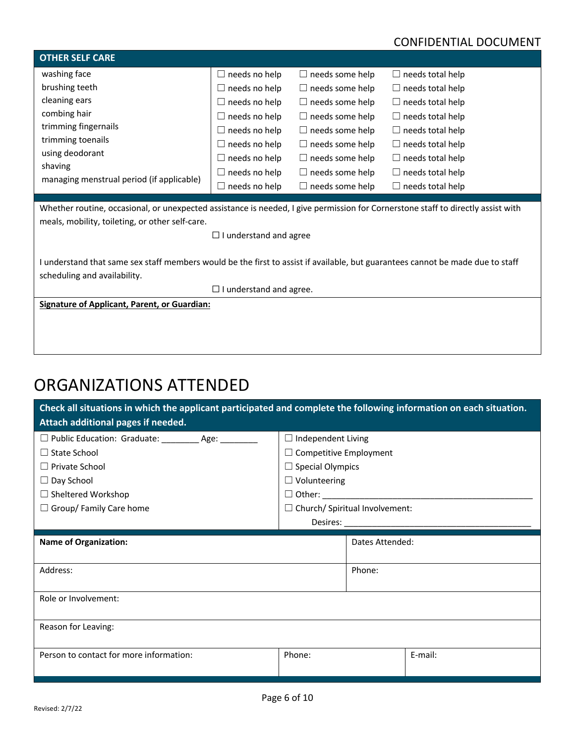CONFIDENTIAL DOCUMENT

| OTHER SELF CARE | | | |
|---|---|---|---|
| washing face | ☐ needs no help | ☐ needs some help | ☐ needs total help |
| brushing teeth | ☐ needs no help | ☐ needs some help | ☐ needs total help |
| cleaning ears | ☐ needs no help | ☐ needs some help | ☐ needs total help |
| combing hair | ☐ needs no help | ☐ needs some help | ☐ needs total help |
| trimming fingernails | ☐ needs no help | ☐ needs some help | ☐ needs total help |
| trimming toenails | ☐ needs no help | ☐ needs some help | ☐ needs total help |
| using deodorant | ☐ needs no help | ☐ needs some help | ☐ needs total help |
| shaving | ☐ needs no help | ☐ needs some help | ☐ needs total help |
| managing menstrual period (if applicable) | ☐ needs no help | ☐ needs some help | ☐ needs total help |

Whether routine, occasional, or unexpected assistance is needed, I give permission for Cornerstone staff to directly assist with meals, mobility, toileting, or other self-care.

☐ I understand and agree

I understand that same sex staff members would be the first to assist if available, but guarantees cannot be made due to staff scheduling and availability.

☐ I understand and agree.

**Signature of Applicant, Parent, or Guardian:**

# ORGANIZATIONS ATTENDED

**Check all situations in which the applicant participated and complete the following information on each situation. Attach additional pages if needed.**

| | |
|---|---|
| ☐ Public Education: Graduate: ________ Age: ________ | ☐ Independent Living |
| ☐ State School | ☐ Competitive Employment |
| ☐ Private School | ☐ Special Olympics |
| ☐ Day School | ☐ Volunteering |
| ☐ Sheltered Workshop | ☐ Other: ________________________________ |
| ☐ Group/ Family Care home | ☐ Church/ Spiritual Involvement: |
| | Desires: ________________________________ |

| | | |
|---|---|---|
| **Name of Organization:** | Dates Attended: | |
| Address: | Phone: | |
| Role or Involvement: | | |
| Reason for Leaving: | | |
| Person to contact for more information: | Phone: | E-mail: |

Revised: 2/7/22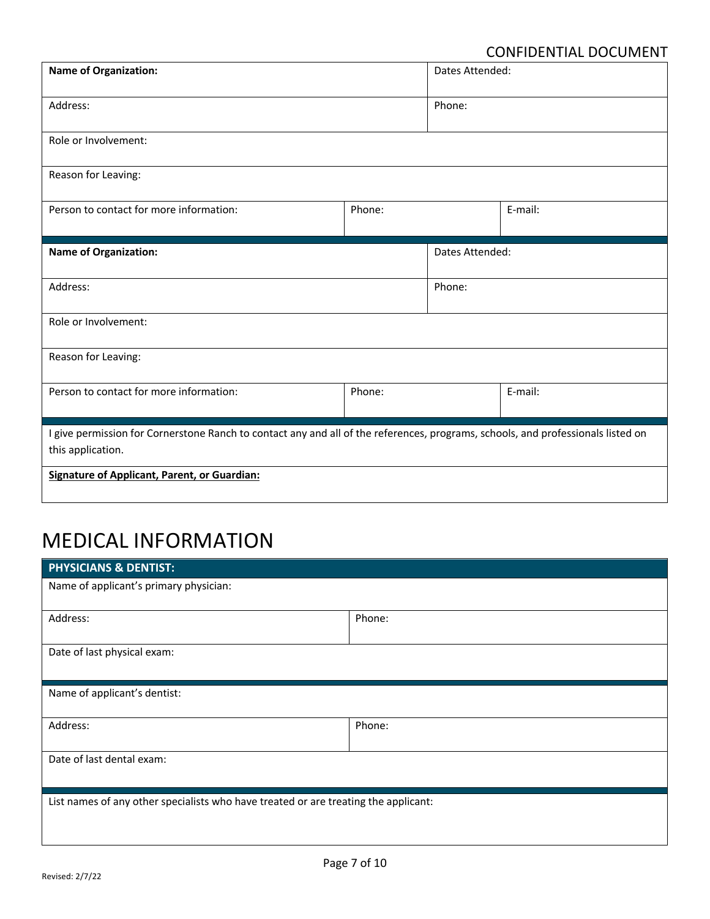CONFIDENTIAL DOCUMENT

| | | |
|---|---|---|
| **Name of Organization:** | | Dates Attended: |
| Address: | | Phone: |
| Role or Involvement: | | |
| Reason for Leaving: | | |
| Person to contact for more information: | Phone: | E-mail: |

| | | |
|---|---|---|
| **Name of Organization:** | | Dates Attended: |
| Address: | | Phone: |
| Role or Involvement: | | |
| Reason for Leaving: | | |
| Person to contact for more information: | Phone: | E-mail: |

I give permission for Cornerstone Ranch to contact any and all of the references, programs, schools, and professionals listed on this application.

**Signature of Applicant, Parent, or Guardian:**

# MEDICAL INFORMATION

| **PHYSICIANS & DENTIST:** | |
|---|---|
| Name of applicant's primary physician: | |
| Address: | Phone: |
| Date of last physical exam: | |
| Name of applicant's dentist: | |
| Address: | Phone: |
| Date of last dental exam: | |
| List names of any other specialists who have treated or are treating the applicant: | |

Revised: 2/7/22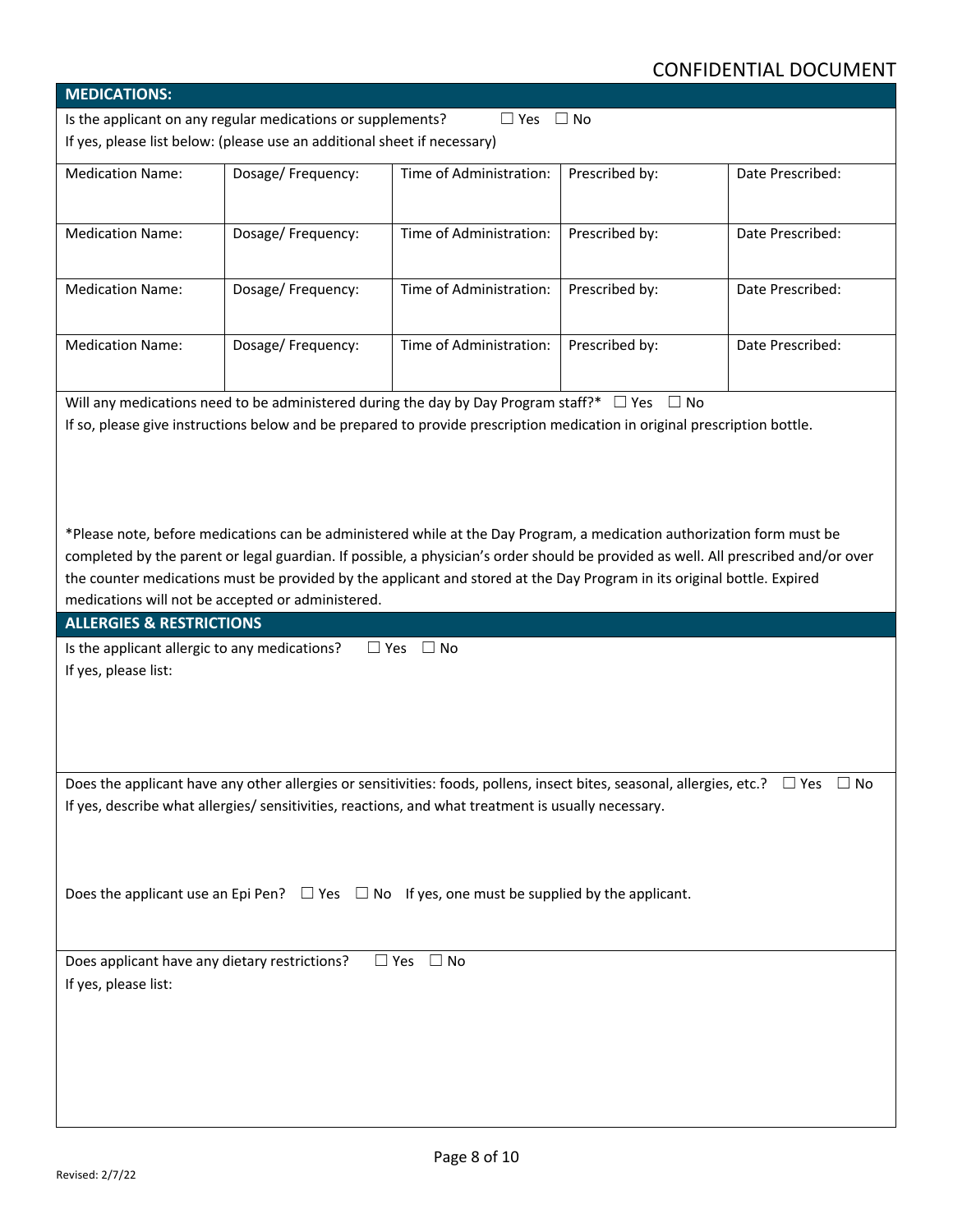CONFIDENTIAL DOCUMENT

## MEDICATIONS:

Is the applicant on any regular medications or supplements? ☐ Yes ☐ No

If yes, please list below: (please use an additional sheet if necessary)

| | | | | |
|---|---|---|---|---|
| Medication Name: | Dosage/ Frequency: | Time of Administration: | Prescribed by: | Date Prescribed: |
| Medication Name: | Dosage/ Frequency: | Time of Administration: | Prescribed by: | Date Prescribed: |
| Medication Name: | Dosage/ Frequency: | Time of Administration: | Prescribed by: | Date Prescribed: |
| Medication Name: | Dosage/ Frequency: | Time of Administration: | Prescribed by: | Date Prescribed: |

Will any medications need to be administered during the day by Day Program staff?* ☐ Yes ☐ No

If so, please give instructions below and be prepared to provide prescription medication in original prescription bottle.

*Please note, before medications can be administered while at the Day Program, a medication authorization form must be completed by the parent or legal guardian. If possible, a physician's order should be provided as well. All prescribed and/or over the counter medications must be provided by the applicant and stored at the Day Program in its original bottle. Expired medications will not be accepted or administered.

## ALLERGIES & RESTRICTIONS

Is the applicant allergic to any medications? ☐ Yes ☐ No

If yes, please list:

Does the applicant have any other allergies or sensitivities: foods, pollens, insect bites, seasonal, allergies, etc.? ☐ Yes ☐ No

If yes, describe what allergies/ sensitivities, reactions, and what treatment is usually necessary.

Does the applicant use an Epi Pen? ☐ Yes ☐ No If yes, one must be supplied by the applicant.

Does applicant have any dietary restrictions? ☐ Yes ☐ No

If yes, please list:

Revised: 2/7/22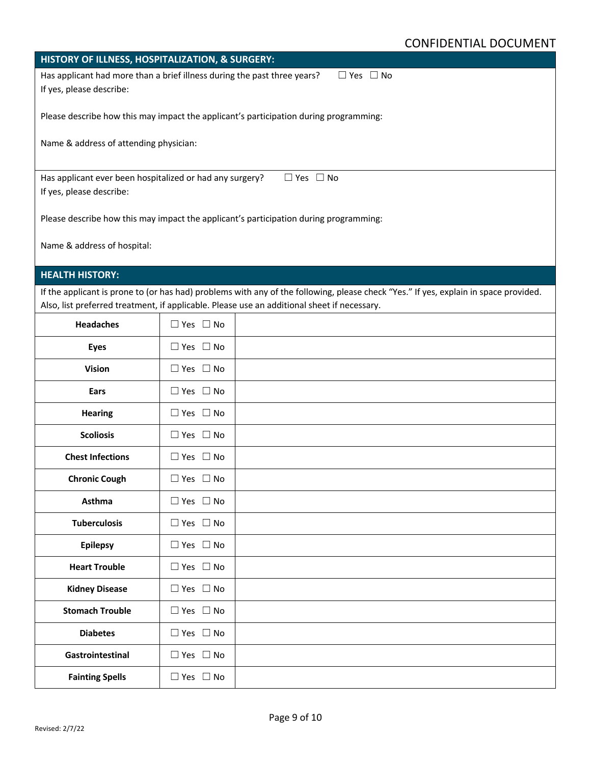CONFIDENTIAL DOCUMENT

## HISTORY OF ILLNESS, HOSPITALIZATION, & SURGERY:

Has applicant had more than a brief illness during the past three years? ☐ Yes ☐ No

If yes, please describe:

Please describe how this may impact the applicant's participation during programming:

Name & address of attending physician:

Has applicant ever been hospitalized or had any surgery? ☐ Yes ☐ No

If yes, please describe:

Please describe how this may impact the applicant's participation during programming:

Name & address of hospital:

## HEALTH HISTORY:

If the applicant is prone to (or has had) problems with any of the following, please check "Yes." If yes, explain in space provided. Also, list preferred treatment, if applicable. Please use an additional sheet if necessary.

| | | |
|---|---|---|
| **Headaches** | ☐ Yes ☐ No | |
| **Eyes** | ☐ Yes ☐ No | |
| **Vision** | ☐ Yes ☐ No | |
| **Ears** | ☐ Yes ☐ No | |
| **Hearing** | ☐ Yes ☐ No | |
| **Scoliosis** | ☐ Yes ☐ No | |
| **Chest Infections** | ☐ Yes ☐ No | |
| **Chronic Cough** | ☐ Yes ☐ No | |
| **Asthma** | ☐ Yes ☐ No | |
| **Tuberculosis** | ☐ Yes ☐ No | |
| **Epilepsy** | ☐ Yes ☐ No | |
| **Heart Trouble** | ☐ Yes ☐ No | |
| **Kidney Disease** | ☐ Yes ☐ No | |
| **Stomach Trouble** | ☐ Yes ☐ No | |
| **Diabetes** | ☐ Yes ☐ No | |
| **Gastrointestinal** | ☐ Yes ☐ No | |
| **Fainting Spells** | ☐ Yes ☐ No | |

Revised: 2/7/22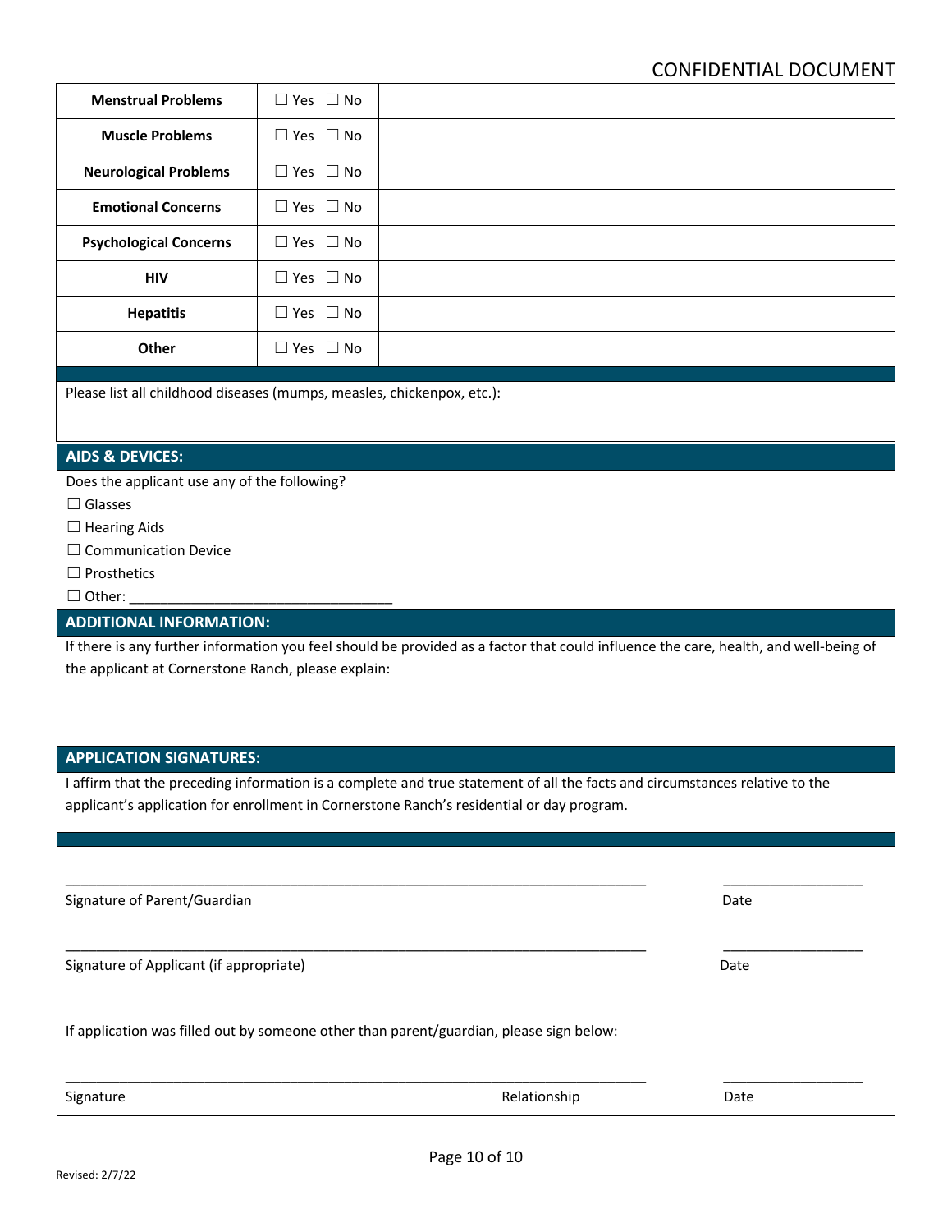CONFIDENTIAL DOCUMENT

| | | |
|---|---|---|
| **Menstrual Problems** | ☐ Yes ☐ No | |
| **Muscle Problems** | ☐ Yes ☐ No | |
| **Neurological Problems** | ☐ Yes ☐ No | |
| **Emotional Concerns** | ☐ Yes ☐ No | |
| **Psychological Concerns** | ☐ Yes ☐ No | |
| **HIV** | ☐ Yes ☐ No | |
| **Hepatitis** | ☐ Yes ☐ No | |
| **Other** | ☐ Yes ☐ No | |

Please list all childhood diseases (mumps, measles, chickenpox, etc.):

## AIDS & DEVICES:

Does the applicant use any of the following?

☐ Glasses
☐ Hearing Aids
☐ Communication Device
☐ Prosthetics
☐ Other: _________________________________

## ADDITIONAL INFORMATION:

If there is any further information you feel should be provided as a factor that could influence the care, health, and well-being of the applicant at Cornerstone Ranch, please explain:

## APPLICATION SIGNATURES:

I affirm that the preceding information is a complete and true statement of all the facts and circumstances relative to the applicant's application for enrollment in Cornerstone Ranch's residential or day program.

_____________________________________________________________________________ __________________

Signature of Parent/Guardian Date

_____________________________________________________________________________ __________________

Signature of Applicant (if appropriate) Date

If application was filled out by someone other than parent/guardian, please sign below:

_____________________________________________________________________________ __________________

Signature Relationship Date

Revised: 2/7/22